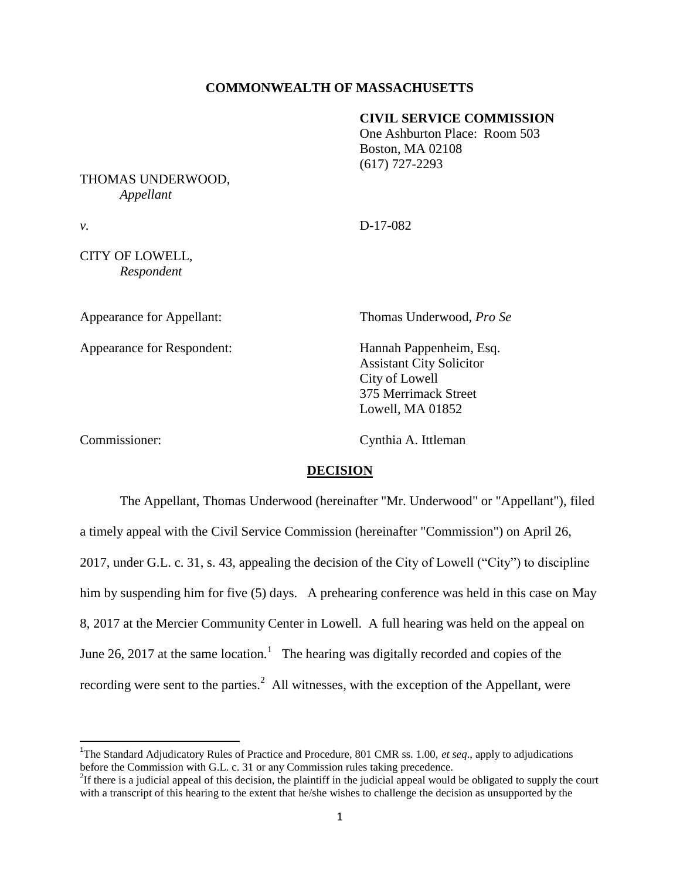**COMMONWEALTH OF MASSACHUSETTS**

**CIVIL SERVICE COMMISSION**
One Ashburton Place: Room 503
Boston, MA 02108
(617) 727-2293

THOMAS UNDERWOOD,
*Appellant*

*v.* D-17-082

CITY OF LOWELL,
*Respondent*

Appearance for Appellant: Thomas Underwood, *Pro Se*

Appearance for Respondent: Hannah Pappenheim, Esq.
Assistant City Solicitor
City of Lowell
375 Merrimack Street
Lowell, MA 01852

Commissioner: Cynthia A. Ittleman

## DECISION

The Appellant, Thomas Underwood (hereinafter "Mr. Underwood" or "Appellant"), filed a timely appeal with the Civil Service Commission (hereinafter "Commission") on April 26, 2017, under G.L. c. 31, s. 43, appealing the decision of the City of Lowell ("City") to discipline him by suspending him for five (5) days. A prehearing conference was held in this case on May 8, 2017 at the Mercier Community Center in Lowell. A full hearing was held on the appeal on June 26, 2017 at the same location.[1] The hearing was digitally recorded and copies of the recording were sent to the parties.[2] All witnesses, with the exception of the Appellant, were

[1] The Standard Adjudicatory Rules of Practice and Procedure, 801 CMR ss. 1.00, *et seq*., apply to adjudications before the Commission with G.L. c. 31 or any Commission rules taking precedence.

[2] If there is a judicial appeal of this decision, the plaintiff in the judicial appeal would be obligated to supply the court with a transcript of this hearing to the extent that he/she wishes to challenge the decision as unsupported by the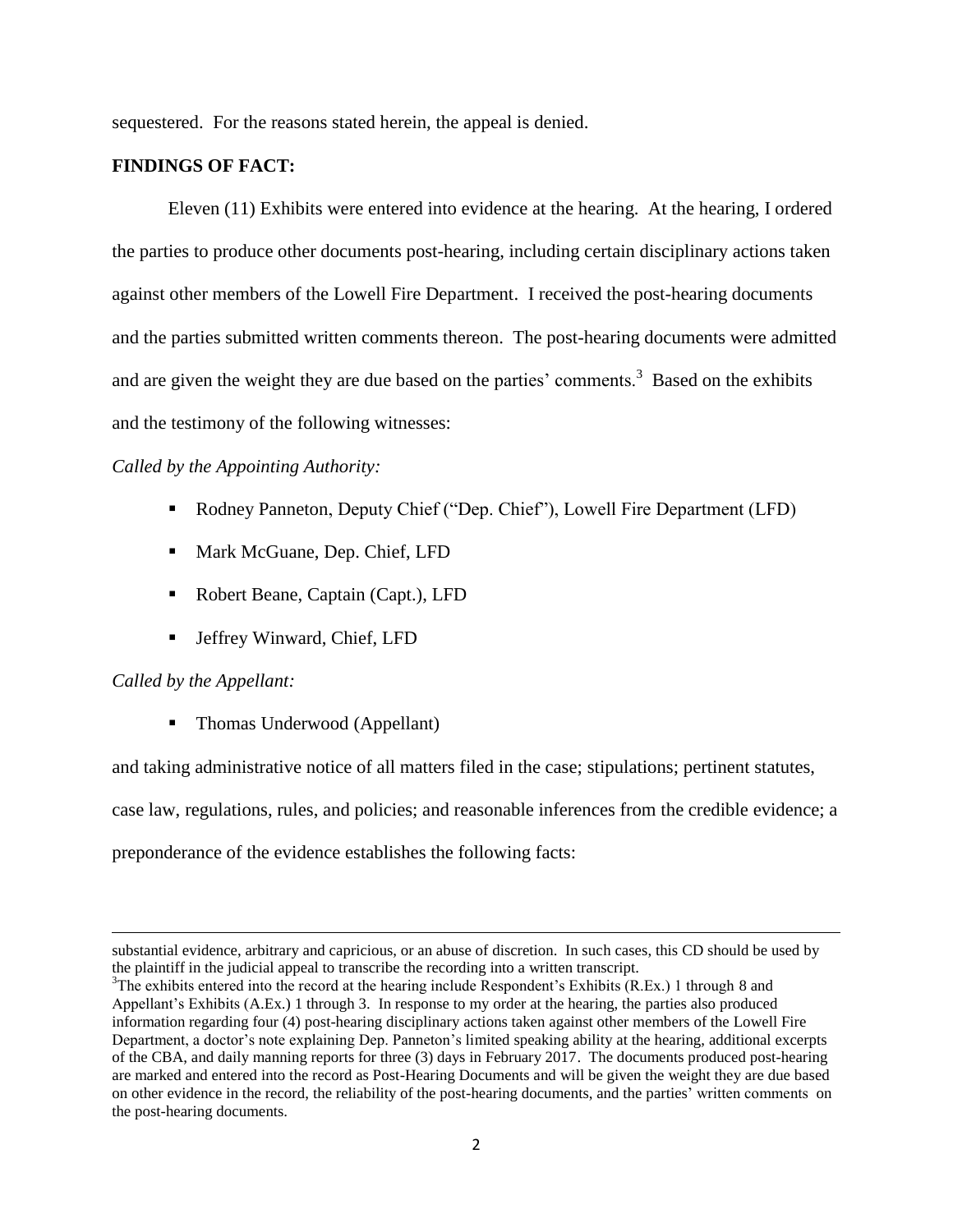sequestered. For the reasons stated herein, the appeal is denied.

**FINDINGS OF FACT:**

Eleven (11) Exhibits were entered into evidence at the hearing. At the hearing, I ordered the parties to produce other documents post-hearing, including certain disciplinary actions taken against other members of the Lowell Fire Department. I received the post-hearing documents and the parties submitted written comments thereon. The post-hearing documents were admitted and are given the weight they are due based on the parties' comments.[3] Based on the exhibits and the testimony of the following witnesses:

*Called by the Appointing Authority:*

- Rodney Panneton, Deputy Chief ("Dep. Chief"), Lowell Fire Department (LFD)
- Mark McGuane, Dep. Chief, LFD
- Robert Beane, Captain (Capt.), LFD
- Jeffrey Winward, Chief, LFD

*Called by the Appellant:*

- Thomas Underwood (Appellant)

and taking administrative notice of all matters filed in the case; stipulations; pertinent statutes, case law, regulations, rules, and policies; and reasonable inferences from the credible evidence; a preponderance of the evidence establishes the following facts:

---

substantial evidence, arbitrary and capricious, or an abuse of discretion. In such cases, this CD should be used by the plaintiff in the judicial appeal to transcribe the recording into a written transcript.

[3] The exhibits entered into the record at the hearing include Respondent's Exhibits (R.Ex.) 1 through 8 and Appellant's Exhibits (A.Ex.) 1 through 3. In response to my order at the hearing, the parties also produced information regarding four (4) post-hearing disciplinary actions taken against other members of the Lowell Fire Department, a doctor's note explaining Dep. Panneton's limited speaking ability at the hearing, additional excerpts of the CBA, and daily manning reports for three (3) days in February 2017. The documents produced post-hearing are marked and entered into the record as Post-Hearing Documents and will be given the weight they are due based on other evidence in the record, the reliability of the post-hearing documents, and the parties' written comments on the post-hearing documents.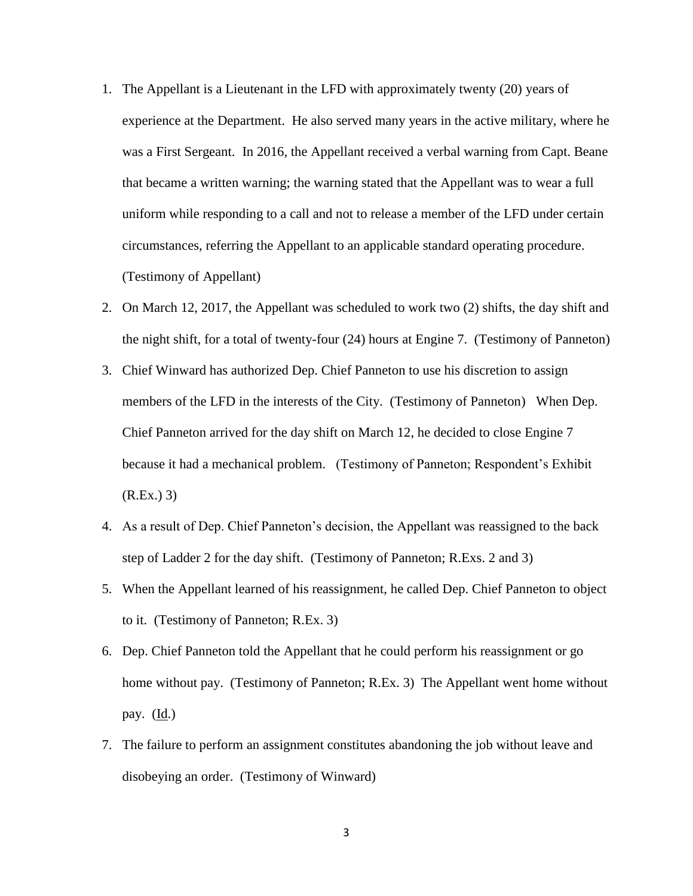1. The Appellant is a Lieutenant in the LFD with approximately twenty (20) years of experience at the Department. He also served many years in the active military, where he was a First Sergeant. In 2016, the Appellant received a verbal warning from Capt. Beane that became a written warning; the warning stated that the Appellant was to wear a full uniform while responding to a call and not to release a member of the LFD under certain circumstances, referring the Appellant to an applicable standard operating procedure. (Testimony of Appellant)
2. On March 12, 2017, the Appellant was scheduled to work two (2) shifts, the day shift and the night shift, for a total of twenty-four (24) hours at Engine 7. (Testimony of Panneton)
3. Chief Winward has authorized Dep. Chief Panneton to use his discretion to assign members of the LFD in the interests of the City. (Testimony of Panneton) When Dep. Chief Panneton arrived for the day shift on March 12, he decided to close Engine 7 because it had a mechanical problem. (Testimony of Panneton; Respondent's Exhibit (R.Ex.) 3)
4. As a result of Dep. Chief Panneton's decision, the Appellant was reassigned to the back step of Ladder 2 for the day shift. (Testimony of Panneton; R.Exs. 2 and 3)
5. When the Appellant learned of his reassignment, he called Dep. Chief Panneton to object to it. (Testimony of Panneton; R.Ex. 3)
6. Dep. Chief Panneton told the Appellant that he could perform his reassignment or go home without pay. (Testimony of Panneton; R.Ex. 3) The Appellant went home without pay. (Id.)
7. The failure to perform an assignment constitutes abandoning the job without leave and disobeying an order. (Testimony of Winward)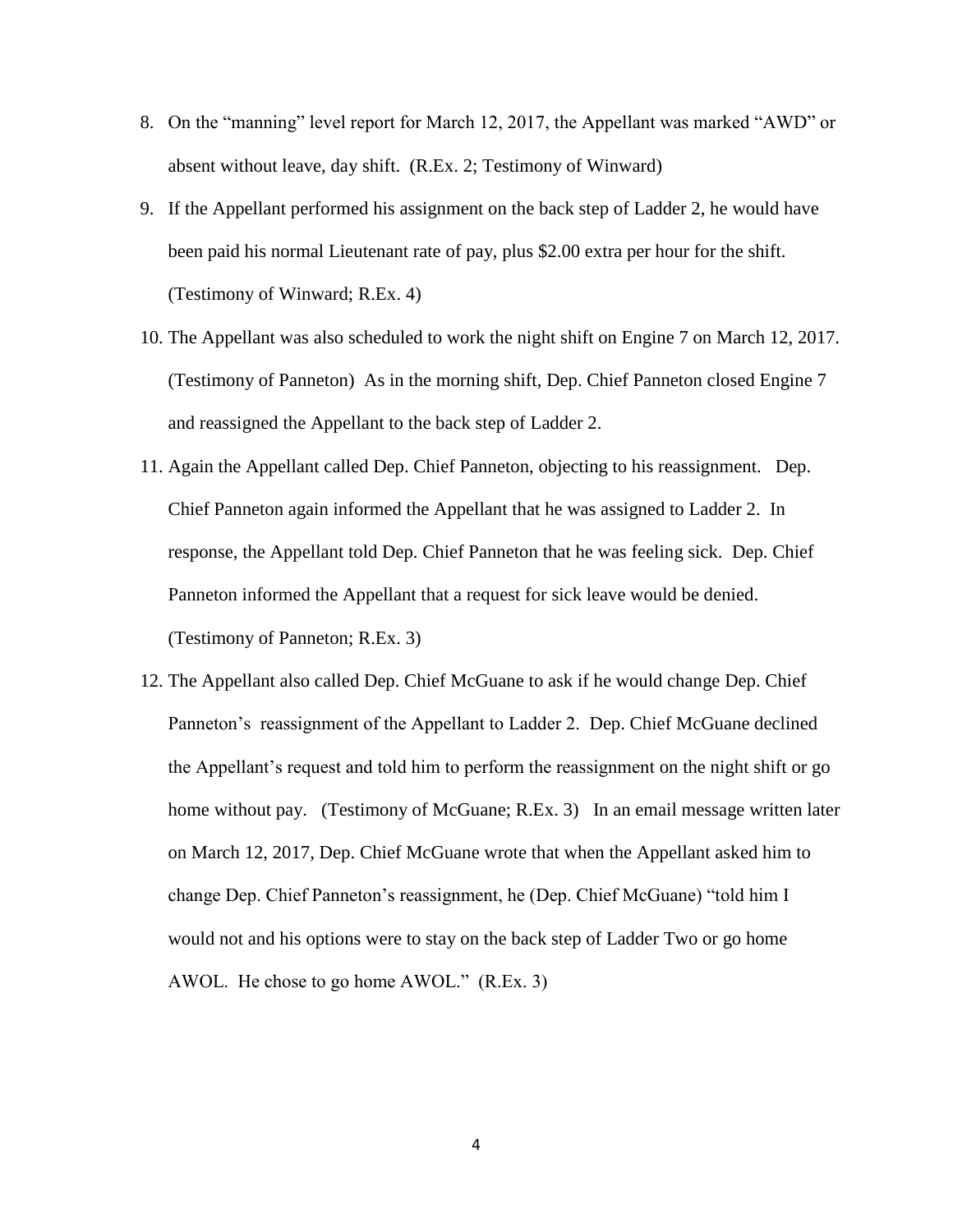8. On the "manning" level report for March 12, 2017, the Appellant was marked "AWD" or absent without leave, day shift. (R.Ex. 2; Testimony of Winward)

9. If the Appellant performed his assignment on the back step of Ladder 2, he would have been paid his normal Lieutenant rate of pay, plus $2.00 extra per hour for the shift. (Testimony of Winward; R.Ex. 4)

10. The Appellant was also scheduled to work the night shift on Engine 7 on March 12, 2017. (Testimony of Panneton) As in the morning shift, Dep. Chief Panneton closed Engine 7 and reassigned the Appellant to the back step of Ladder 2.

11. Again the Appellant called Dep. Chief Panneton, objecting to his reassignment. Dep. Chief Panneton again informed the Appellant that he was assigned to Ladder 2. In response, the Appellant told Dep. Chief Panneton that he was feeling sick. Dep. Chief Panneton informed the Appellant that a request for sick leave would be denied. (Testimony of Panneton; R.Ex. 3)

12. The Appellant also called Dep. Chief McGuane to ask if he would change Dep. Chief Panneton's reassignment of the Appellant to Ladder 2. Dep. Chief McGuane declined the Appellant's request and told him to perform the reassignment on the night shift or go home without pay. (Testimony of McGuane; R.Ex. 3) In an email message written later on March 12, 2017, Dep. Chief McGuane wrote that when the Appellant asked him to change Dep. Chief Panneton's reassignment, he (Dep. Chief McGuane) "told him I would not and his options were to stay on the back step of Ladder Two or go home AWOL. He chose to go home AWOL." (R.Ex. 3)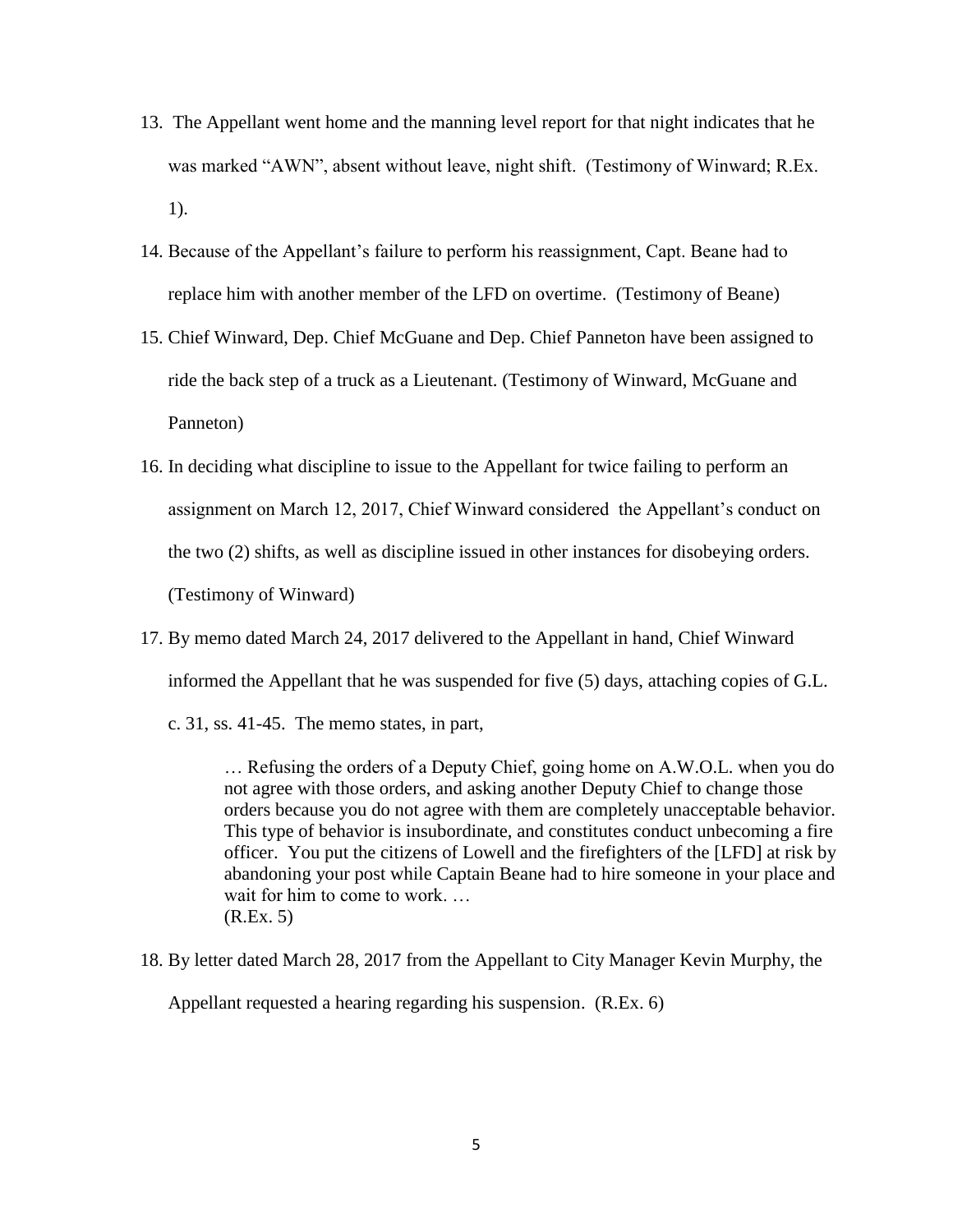13. The Appellant went home and the manning level report for that night indicates that he was marked "AWN", absent without leave, night shift. (Testimony of Winward; R.Ex. 1).

14. Because of the Appellant's failure to perform his reassignment, Capt. Beane had to replace him with another member of the LFD on overtime. (Testimony of Beane)

15. Chief Winward, Dep. Chief McGuane and Dep. Chief Panneton have been assigned to ride the back step of a truck as a Lieutenant. (Testimony of Winward, McGuane and Panneton)

16. In deciding what discipline to issue to the Appellant for twice failing to perform an assignment on March 12, 2017, Chief Winward considered the Appellant's conduct on the two (2) shifts, as well as discipline issued in other instances for disobeying orders. (Testimony of Winward)

17. By memo dated March 24, 2017 delivered to the Appellant in hand, Chief Winward informed the Appellant that he was suspended for five (5) days, attaching copies of G.L. c. 31, ss. 41-45. The memo states, in part,

> … Refusing the orders of a Deputy Chief, going home on A.W.O.L. when you do not agree with those orders, and asking another Deputy Chief to change those orders because you do not agree with them are completely unacceptable behavior. This type of behavior is insubordinate, and constitutes conduct unbecoming a fire officer. You put the citizens of Lowell and the firefighters of the [LFD] at risk by abandoning your post while Captain Beane had to hire someone in your place and wait for him to come to work. …
> (R.Ex. 5)

18. By letter dated March 28, 2017 from the Appellant to City Manager Kevin Murphy, the Appellant requested a hearing regarding his suspension. (R.Ex. 6)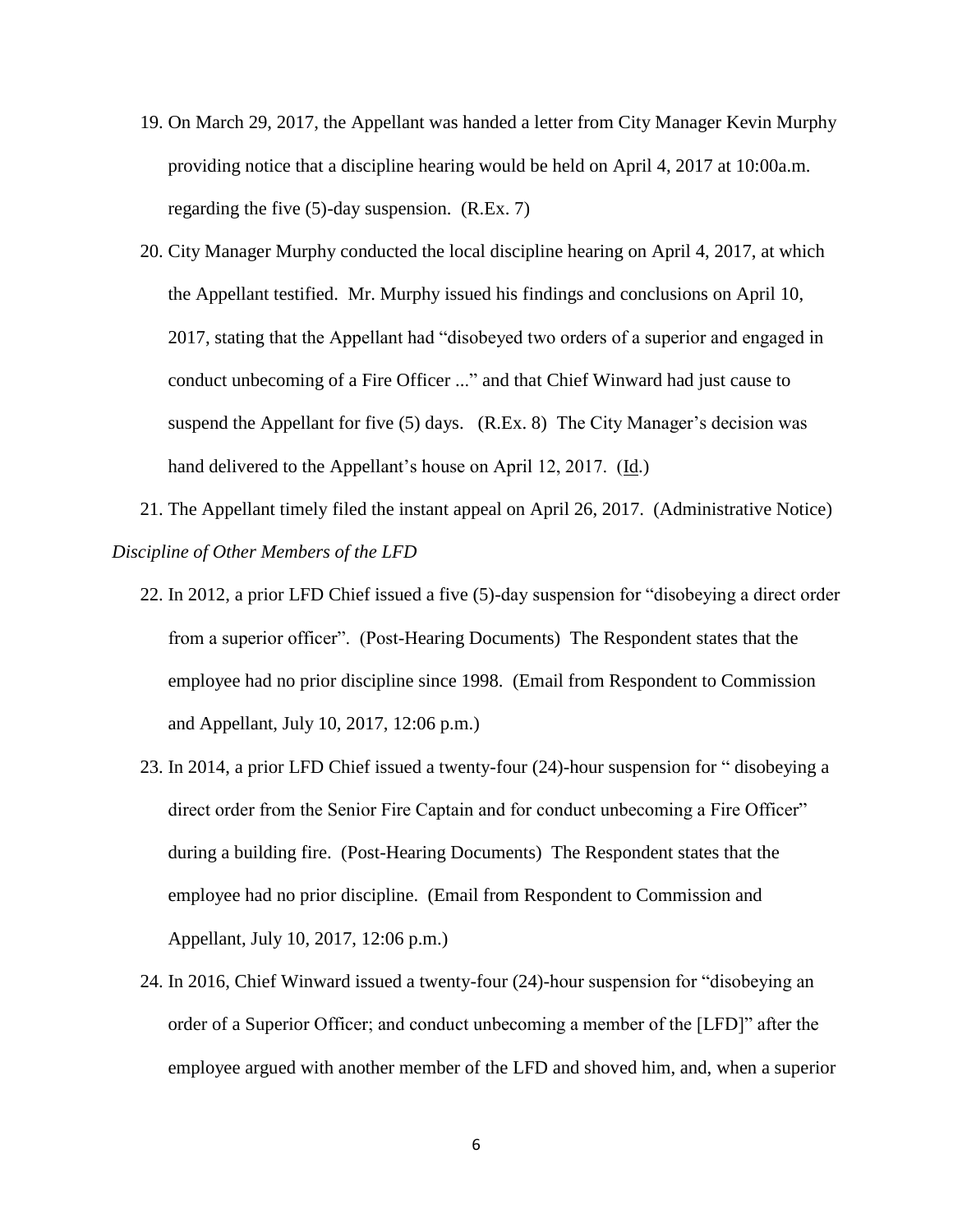19. On March 29, 2017, the Appellant was handed a letter from City Manager Kevin Murphy providing notice that a discipline hearing would be held on April 4, 2017 at 10:00a.m. regarding the five (5)-day suspension. (R.Ex. 7)

20. City Manager Murphy conducted the local discipline hearing on April 4, 2017, at which the Appellant testified. Mr. Murphy issued his findings and conclusions on April 10, 2017, stating that the Appellant had "disobeyed two orders of a superior and engaged in conduct unbecoming of a Fire Officer ..." and that Chief Winward had just cause to suspend the Appellant for five (5) days. (R.Ex. 8) The City Manager's decision was hand delivered to the Appellant's house on April 12, 2017. (Id.)

21. The Appellant timely filed the instant appeal on April 26, 2017. (Administrative Notice)

*Discipline of Other Members of the LFD*

22. In 2012, a prior LFD Chief issued a five (5)-day suspension for "disobeying a direct order from a superior officer". (Post-Hearing Documents) The Respondent states that the employee had no prior discipline since 1998. (Email from Respondent to Commission and Appellant, July 10, 2017, 12:06 p.m.)

23. In 2014, a prior LFD Chief issued a twenty-four (24)-hour suspension for " disobeying a direct order from the Senior Fire Captain and for conduct unbecoming a Fire Officer" during a building fire. (Post-Hearing Documents) The Respondent states that the employee had no prior discipline. (Email from Respondent to Commission and Appellant, July 10, 2017, 12:06 p.m.)

24. In 2016, Chief Winward issued a twenty-four (24)-hour suspension for "disobeying an order of a Superior Officer; and conduct unbecoming a member of the [LFD]" after the employee argued with another member of the LFD and shoved him, and, when a superior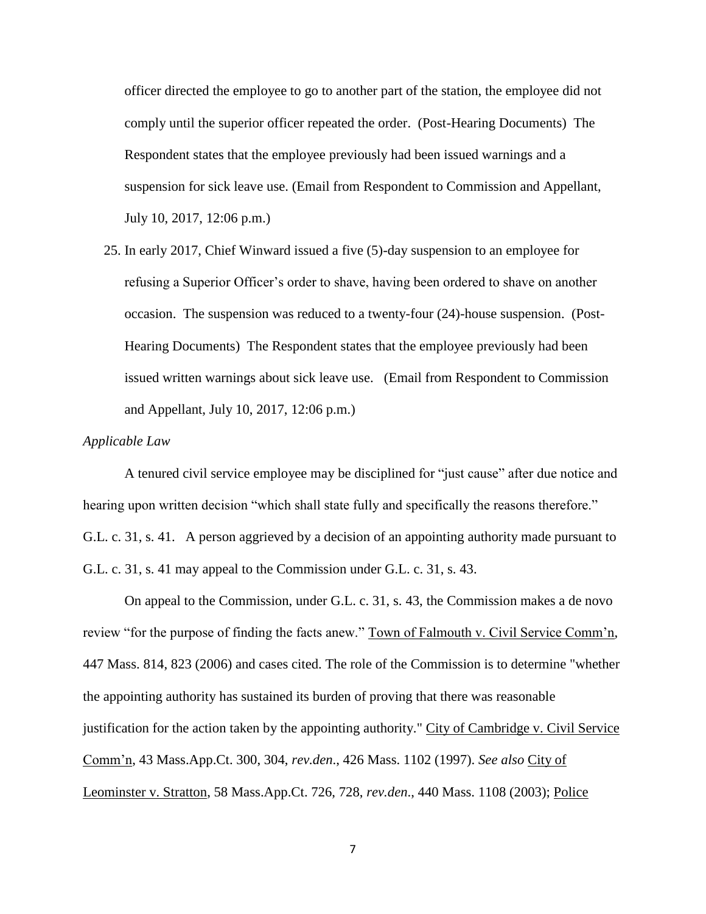officer directed the employee to go to another part of the station, the employee did not comply until the superior officer repeated the order. (Post-Hearing Documents) The Respondent states that the employee previously had been issued warnings and a suspension for sick leave use. (Email from Respondent to Commission and Appellant, July 10, 2017, 12:06 p.m.)

25. In early 2017, Chief Winward issued a five (5)-day suspension to an employee for refusing a Superior Officer's order to shave, having been ordered to shave on another occasion. The suspension was reduced to a twenty-four (24)-house suspension. (Post-Hearing Documents) The Respondent states that the employee previously had been issued written warnings about sick leave use. (Email from Respondent to Commission and Appellant, July 10, 2017, 12:06 p.m.)

*Applicable Law*

A tenured civil service employee may be disciplined for "just cause" after due notice and hearing upon written decision "which shall state fully and specifically the reasons therefore." G.L. c. 31, s. 41. A person aggrieved by a decision of an appointing authority made pursuant to G.L. c. 31, s. 41 may appeal to the Commission under G.L. c. 31, s. 43.

On appeal to the Commission, under G.L. c. 31, s. 43, the Commission makes a de novo review "for the purpose of finding the facts anew." Town of Falmouth v. Civil Service Comm'n, 447 Mass. 814, 823 (2006) and cases cited. The role of the Commission is to determine "whether the appointing authority has sustained its burden of proving that there was reasonable justification for the action taken by the appointing authority." City of Cambridge v. Civil Service Comm'n, 43 Mass.App.Ct. 300, 304, *rev.den.*, 426 Mass. 1102 (1997). *See also* City of Leominster v. Stratton, 58 Mass.App.Ct. 726, 728, *rev.den.*, 440 Mass. 1108 (2003); Police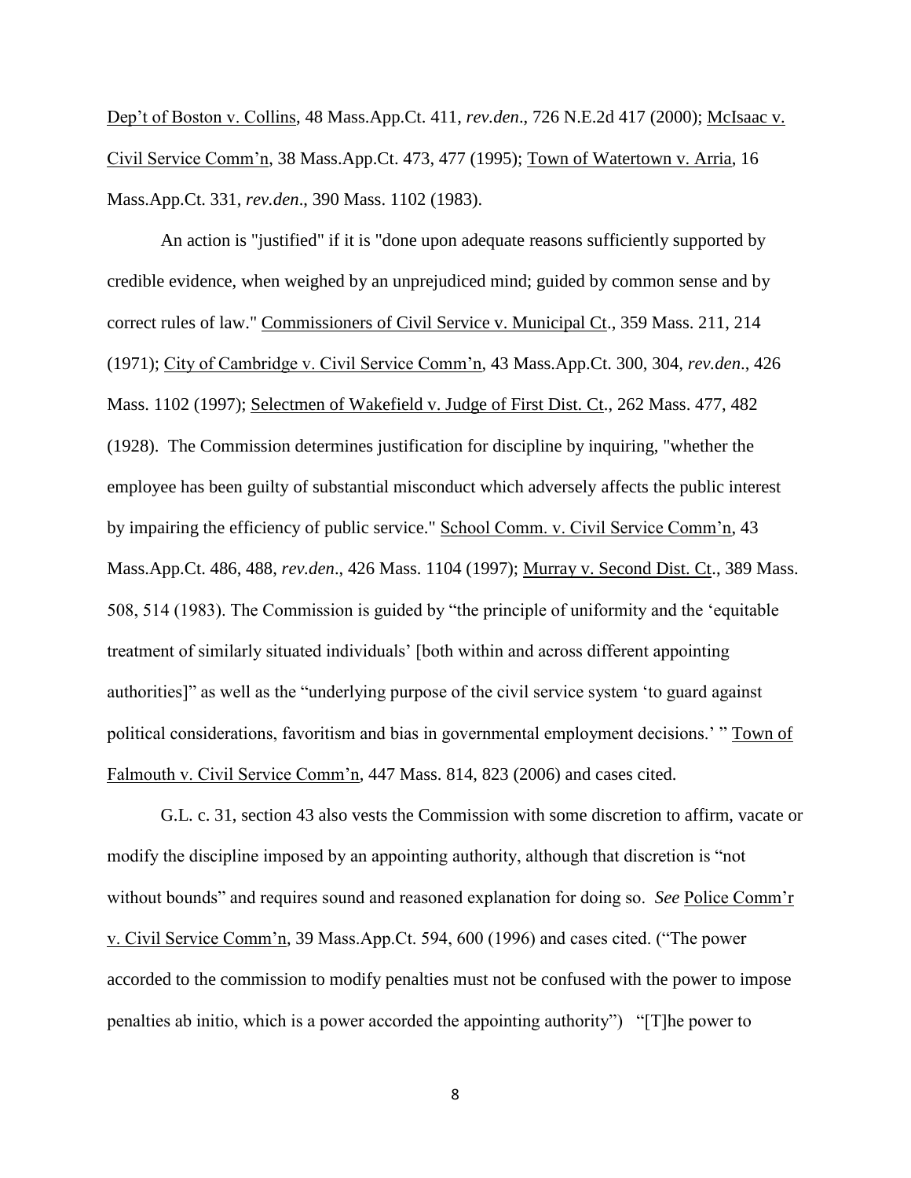Dep't of Boston v. Collins, 48 Mass.App.Ct. 411, *rev.den*., 726 N.E.2d 417 (2000); McIsaac v. Civil Service Comm'n, 38 Mass.App.Ct. 473, 477 (1995); Town of Watertown v. Arria, 16 Mass.App.Ct. 331, *rev.den*., 390 Mass. 1102 (1983).

An action is "justified" if it is "done upon adequate reasons sufficiently supported by credible evidence, when weighed by an unprejudiced mind; guided by common sense and by correct rules of law." Commissioners of Civil Service v. Municipal Ct., 359 Mass. 211, 214 (1971); City of Cambridge v. Civil Service Comm'n, 43 Mass.App.Ct. 300, 304, *rev.den*., 426 Mass. 1102 (1997); Selectmen of Wakefield v. Judge of First Dist. Ct., 262 Mass. 477, 482 (1928). The Commission determines justification for discipline by inquiring, "whether the employee has been guilty of substantial misconduct which adversely affects the public interest by impairing the efficiency of public service." School Comm. v. Civil Service Comm'n, 43 Mass.App.Ct. 486, 488, *rev.den*., 426 Mass. 1104 (1997); Murray v. Second Dist. Ct., 389 Mass. 508, 514 (1983). The Commission is guided by "the principle of uniformity and the 'equitable treatment of similarly situated individuals' [both within and across different appointing authorities]" as well as the "underlying purpose of the civil service system 'to guard against political considerations, favoritism and bias in governmental employment decisions.' " Town of Falmouth v. Civil Service Comm'n, 447 Mass. 814, 823 (2006) and cases cited.

G.L. c. 31, section 43 also vests the Commission with some discretion to affirm, vacate or modify the discipline imposed by an appointing authority, although that discretion is "not without bounds" and requires sound and reasoned explanation for doing so. *See* Police Comm'r v. Civil Service Comm'n, 39 Mass.App.Ct. 594, 600 (1996) and cases cited. ("The power accorded to the commission to modify penalties must not be confused with the power to impose penalties ab initio, which is a power accorded the appointing authority") "[T]he power to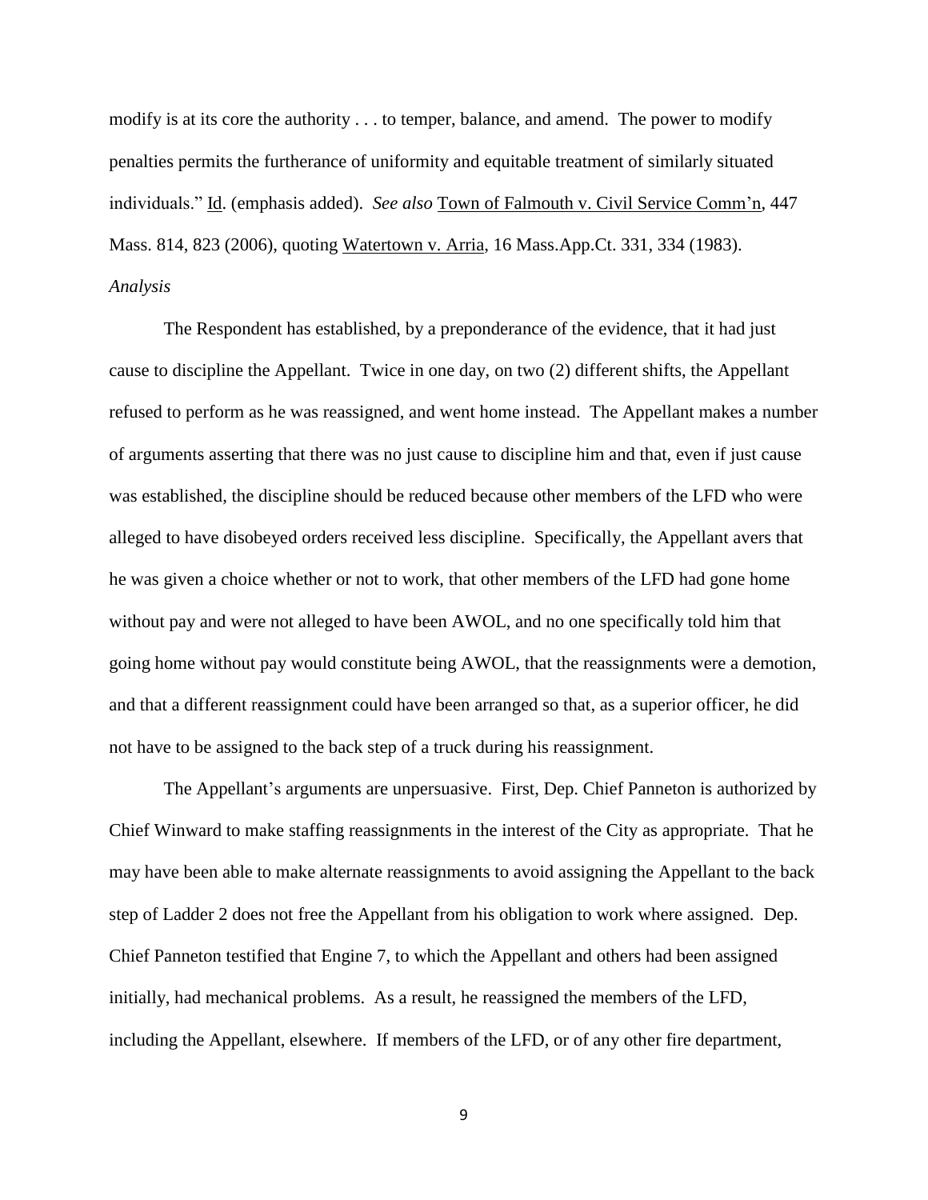modify is at its core the authority . . . to temper, balance, and amend. The power to modify penalties permits the furtherance of uniformity and equitable treatment of similarly situated individuals." Id. (emphasis added). *See also* Town of Falmouth v. Civil Service Comm'n, 447 Mass. 814, 823 (2006), quoting Watertown v. Arria, 16 Mass.App.Ct. 331, 334 (1983).

*Analysis*

The Respondent has established, by a preponderance of the evidence, that it had just cause to discipline the Appellant. Twice in one day, on two (2) different shifts, the Appellant refused to perform as he was reassigned, and went home instead. The Appellant makes a number of arguments asserting that there was no just cause to discipline him and that, even if just cause was established, the discipline should be reduced because other members of the LFD who were alleged to have disobeyed orders received less discipline. Specifically, the Appellant avers that he was given a choice whether or not to work, that other members of the LFD had gone home without pay and were not alleged to have been AWOL, and no one specifically told him that going home without pay would constitute being AWOL, that the reassignments were a demotion, and that a different reassignment could have been arranged so that, as a superior officer, he did not have to be assigned to the back step of a truck during his reassignment.

The Appellant's arguments are unpersuasive. First, Dep. Chief Panneton is authorized by Chief Winward to make staffing reassignments in the interest of the City as appropriate. That he may have been able to make alternate reassignments to avoid assigning the Appellant to the back step of Ladder 2 does not free the Appellant from his obligation to work where assigned. Dep. Chief Panneton testified that Engine 7, to which the Appellant and others had been assigned initially, had mechanical problems. As a result, he reassigned the members of the LFD, including the Appellant, elsewhere. If members of the LFD, or of any other fire department,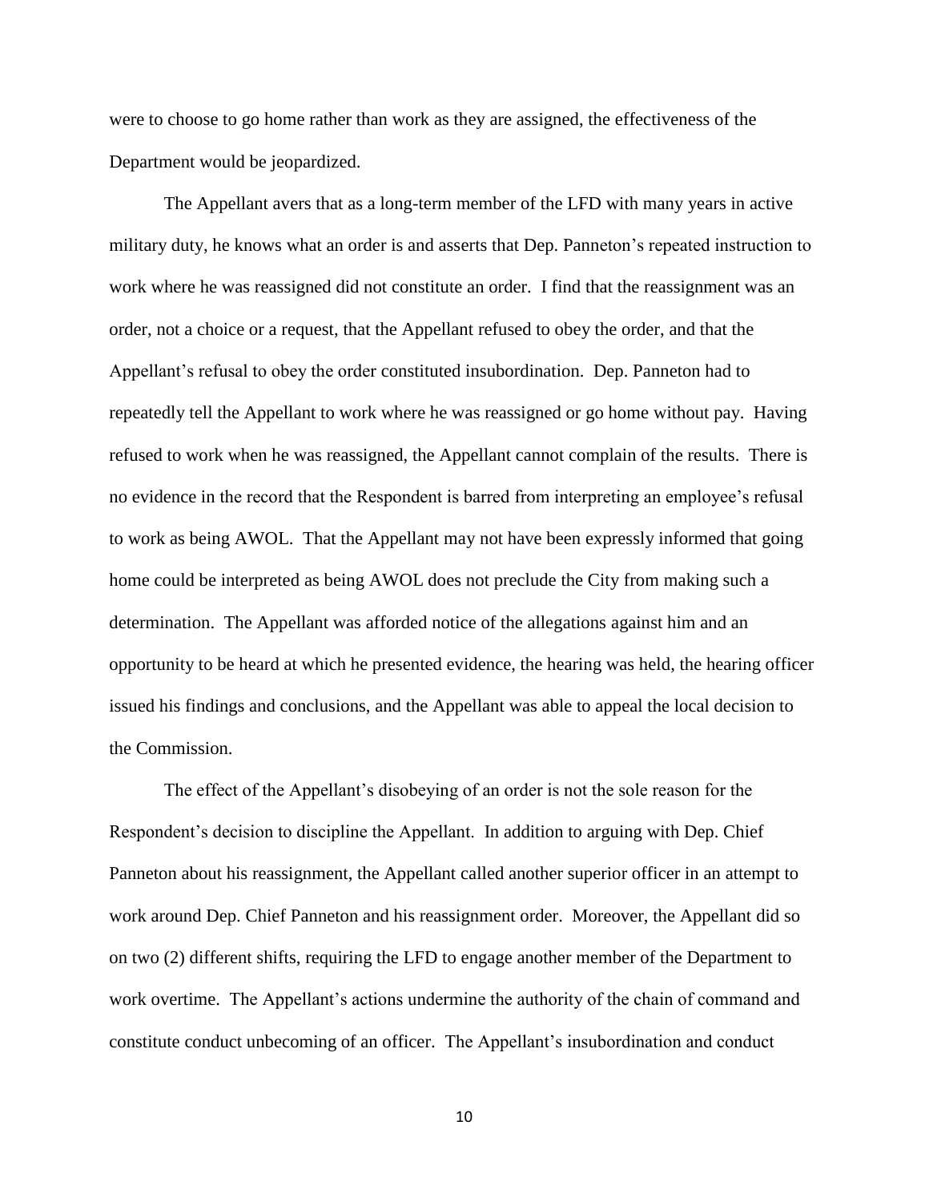were to choose to go home rather than work as they are assigned, the effectiveness of the Department would be jeopardized.

The Appellant avers that as a long-term member of the LFD with many years in active military duty, he knows what an order is and asserts that Dep. Panneton's repeated instruction to work where he was reassigned did not constitute an order. I find that the reassignment was an order, not a choice or a request, that the Appellant refused to obey the order, and that the Appellant's refusal to obey the order constituted insubordination. Dep. Panneton had to repeatedly tell the Appellant to work where he was reassigned or go home without pay. Having refused to work when he was reassigned, the Appellant cannot complain of the results. There is no evidence in the record that the Respondent is barred from interpreting an employee's refusal to work as being AWOL. That the Appellant may not have been expressly informed that going home could be interpreted as being AWOL does not preclude the City from making such a determination. The Appellant was afforded notice of the allegations against him and an opportunity to be heard at which he presented evidence, the hearing was held, the hearing officer issued his findings and conclusions, and the Appellant was able to appeal the local decision to the Commission.

The effect of the Appellant's disobeying of an order is not the sole reason for the Respondent's decision to discipline the Appellant. In addition to arguing with Dep. Chief Panneton about his reassignment, the Appellant called another superior officer in an attempt to work around Dep. Chief Panneton and his reassignment order. Moreover, the Appellant did so on two (2) different shifts, requiring the LFD to engage another member of the Department to work overtime. The Appellant's actions undermine the authority of the chain of command and constitute conduct unbecoming of an officer. The Appellant's insubordination and conduct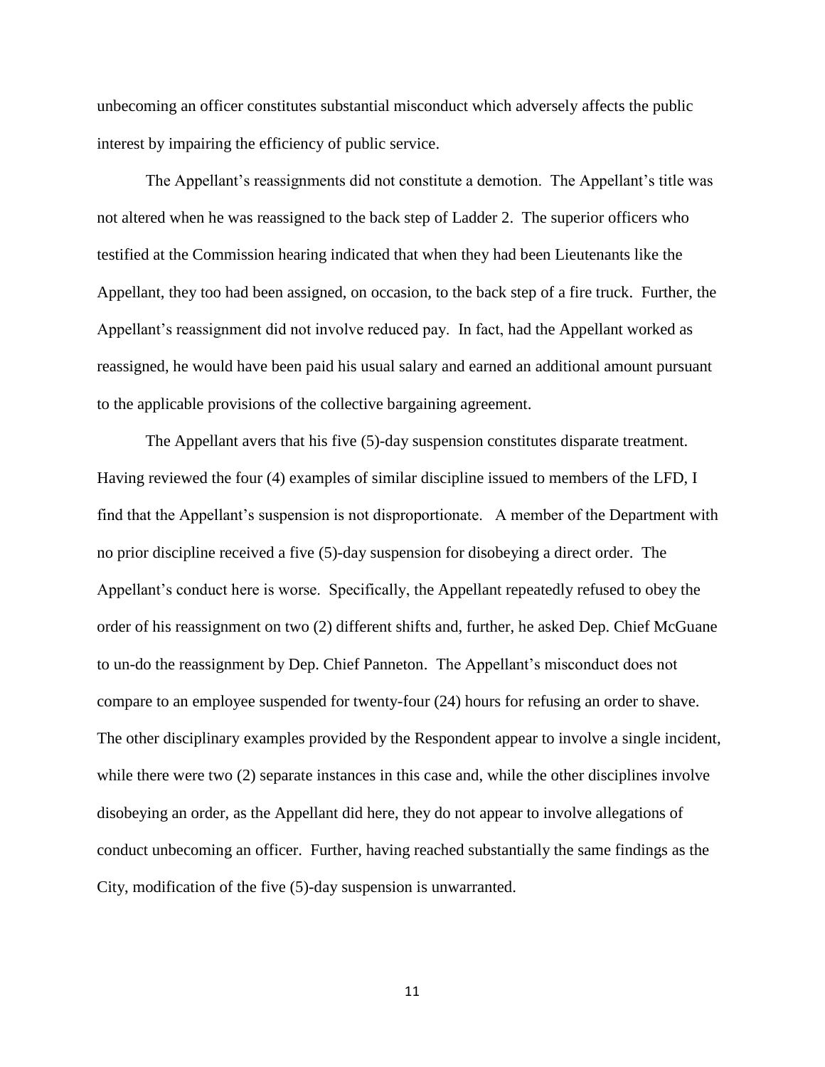unbecoming an officer constitutes substantial misconduct which adversely affects the public interest by impairing the efficiency of public service.

The Appellant's reassignments did not constitute a demotion. The Appellant's title was not altered when he was reassigned to the back step of Ladder 2. The superior officers who testified at the Commission hearing indicated that when they had been Lieutenants like the Appellant, they too had been assigned, on occasion, to the back step of a fire truck. Further, the Appellant's reassignment did not involve reduced pay. In fact, had the Appellant worked as reassigned, he would have been paid his usual salary and earned an additional amount pursuant to the applicable provisions of the collective bargaining agreement.

The Appellant avers that his five (5)-day suspension constitutes disparate treatment. Having reviewed the four (4) examples of similar discipline issued to members of the LFD, I find that the Appellant's suspension is not disproportionate. A member of the Department with no prior discipline received a five (5)-day suspension for disobeying a direct order. The Appellant's conduct here is worse. Specifically, the Appellant repeatedly refused to obey the order of his reassignment on two (2) different shifts and, further, he asked Dep. Chief McGuane to un-do the reassignment by Dep. Chief Panneton. The Appellant's misconduct does not compare to an employee suspended for twenty-four (24) hours for refusing an order to shave. The other disciplinary examples provided by the Respondent appear to involve a single incident, while there were two (2) separate instances in this case and, while the other disciplines involve disobeying an order, as the Appellant did here, they do not appear to involve allegations of conduct unbecoming an officer. Further, having reached substantially the same findings as the City, modification of the five (5)-day suspension is unwarranted.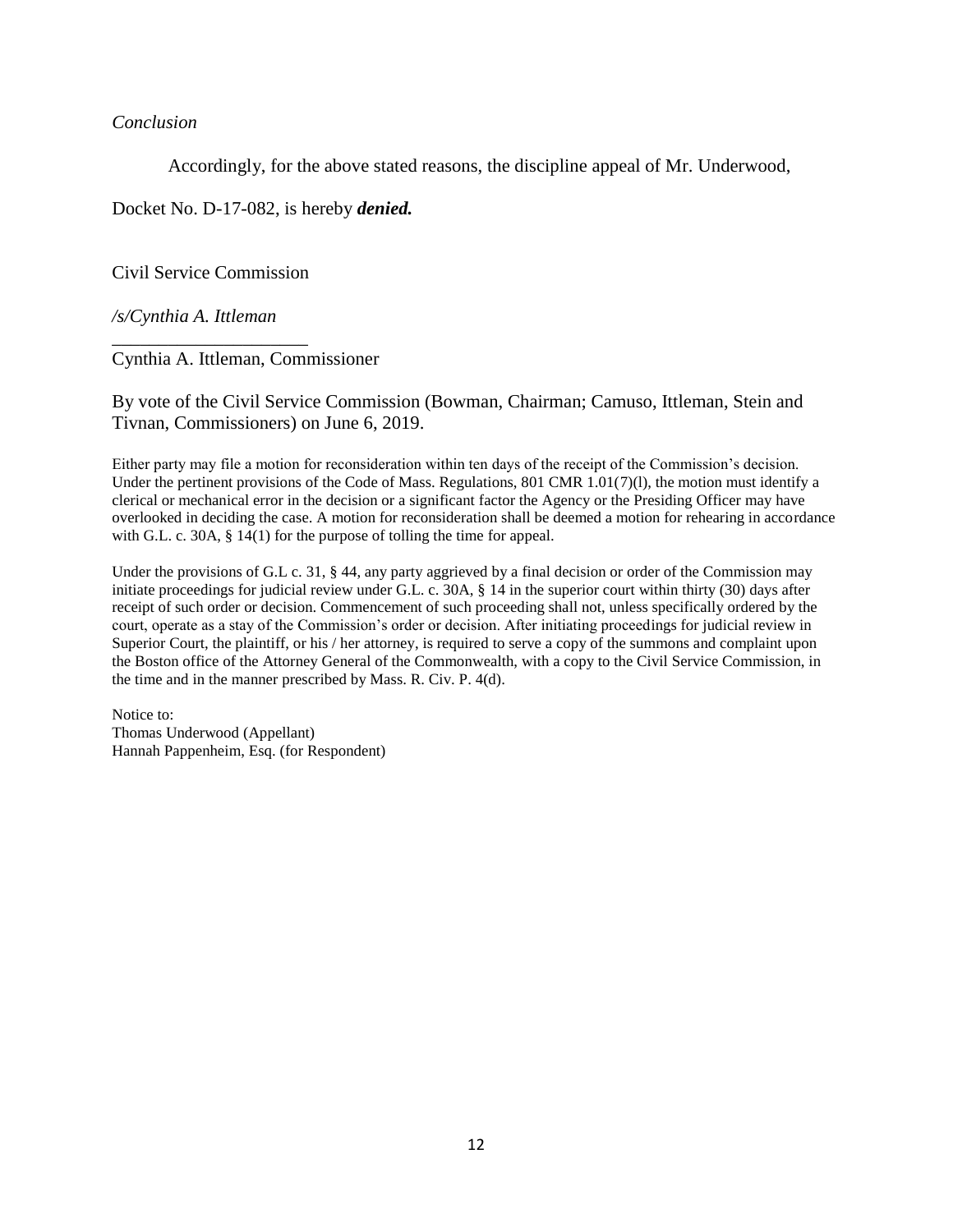*Conclusion*

Accordingly, for the above stated reasons, the discipline appeal of Mr. Underwood, Docket No. D-17-082, is hereby ***denied.***

Civil Service Commission

*/s/Cynthia A. Ittleman*

_____________________

Cynthia A. Ittleman, Commissioner

By vote of the Civil Service Commission (Bowman, Chairman; Camuso, Ittleman, Stein and Tivnan, Commissioners) on June 6, 2019.

Either party may file a motion for reconsideration within ten days of the receipt of the Commission's decision. Under the pertinent provisions of the Code of Mass. Regulations, 801 CMR 1.01(7)(l), the motion must identify a clerical or mechanical error in the decision or a significant factor the Agency or the Presiding Officer may have overlooked in deciding the case. A motion for reconsideration shall be deemed a motion for rehearing in accordance with G.L. c. 30A, § 14(1) for the purpose of tolling the time for appeal.

Under the provisions of G.L c. 31, § 44, any party aggrieved by a final decision or order of the Commission may initiate proceedings for judicial review under G.L. c. 30A, § 14 in the superior court within thirty (30) days after receipt of such order or decision. Commencement of such proceeding shall not, unless specifically ordered by the court, operate as a stay of the Commission's order or decision. After initiating proceedings for judicial review in Superior Court, the plaintiff, or his / her attorney, is required to serve a copy of the summons and complaint upon the Boston office of the Attorney General of the Commonwealth, with a copy to the Civil Service Commission, in the time and in the manner prescribed by Mass. R. Civ. P. 4(d).

Notice to:
Thomas Underwood (Appellant)
Hannah Pappenheim, Esq. (for Respondent)